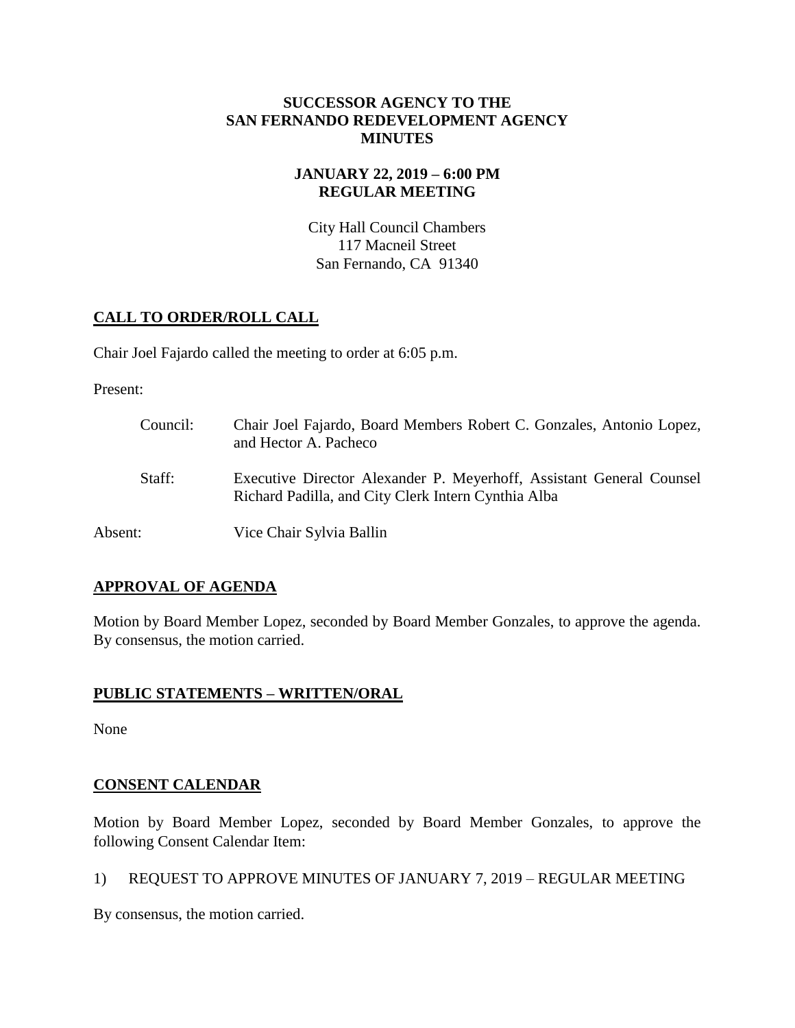**SUCCESSOR AGENCY TO THE SAN FERNANDO REDEVELOPMENT AGENCY MINUTES**

**JANUARY 22, 2019 – 6:00 PM REGULAR MEETING**

City Hall Council Chambers
117 Macneil Street
San Fernando, CA 91340

## CALL TO ORDER/ROLL CALL

Chair Joel Fajardo called the meeting to order at 6:05 p.m.

Present:

| | |
|---|---|
| Council: | Chair Joel Fajardo, Board Members Robert C. Gonzales, Antonio Lopez, and Hector A. Pacheco |
| Staff: | Executive Director Alexander P. Meyerhoff, Assistant General Counsel Richard Padilla, and City Clerk Intern Cynthia Alba |
| Absent: | Vice Chair Sylvia Ballin |

## APPROVAL OF AGENDA

Motion by Board Member Lopez, seconded by Board Member Gonzales, to approve the agenda. By consensus, the motion carried.

## PUBLIC STATEMENTS – WRITTEN/ORAL

None

## CONSENT CALENDAR

Motion by Board Member Lopez, seconded by Board Member Gonzales, to approve the following Consent Calendar Item:

1) REQUEST TO APPROVE MINUTES OF JANUARY 7, 2019 – REGULAR MEETING

By consensus, the motion carried.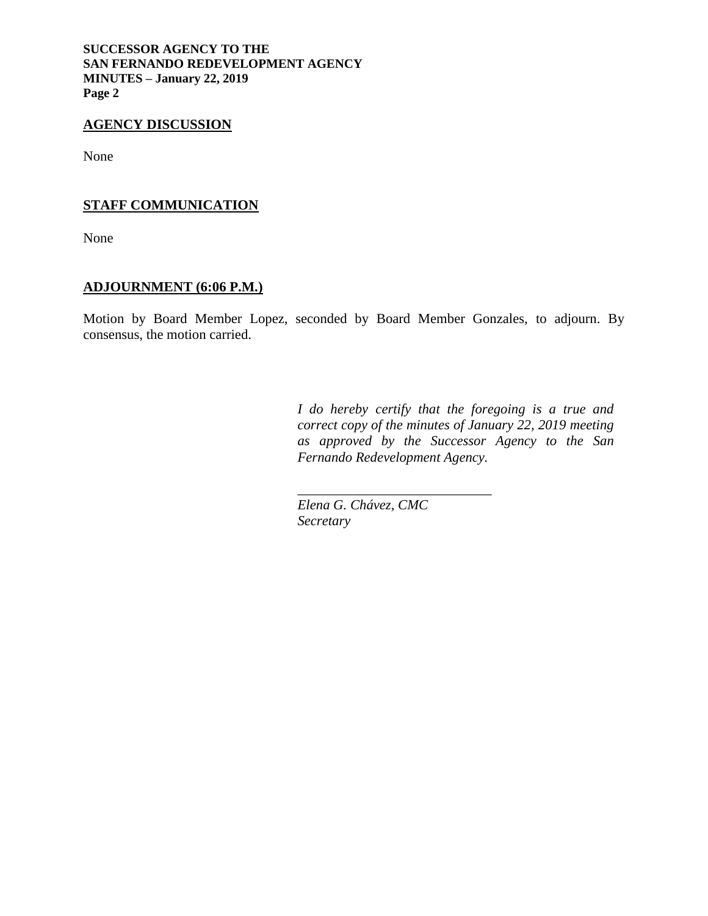## AGENCY DISCUSSION

None

## STAFF COMMUNICATION

None

## ADJOURNMENT (6:06 P.M.)

Motion by Board Member Lopez, seconded by Board Member Gonzales, to adjourn. By consensus, the motion carried.

*I do hereby certify that the foregoing is a true and correct copy of the minutes of January 22, 2019 meeting as approved by the Successor Agency to the San Fernando Redevelopment Agency.*

___________________________

*Elena G. Chávez, CMC*
*Secretary*